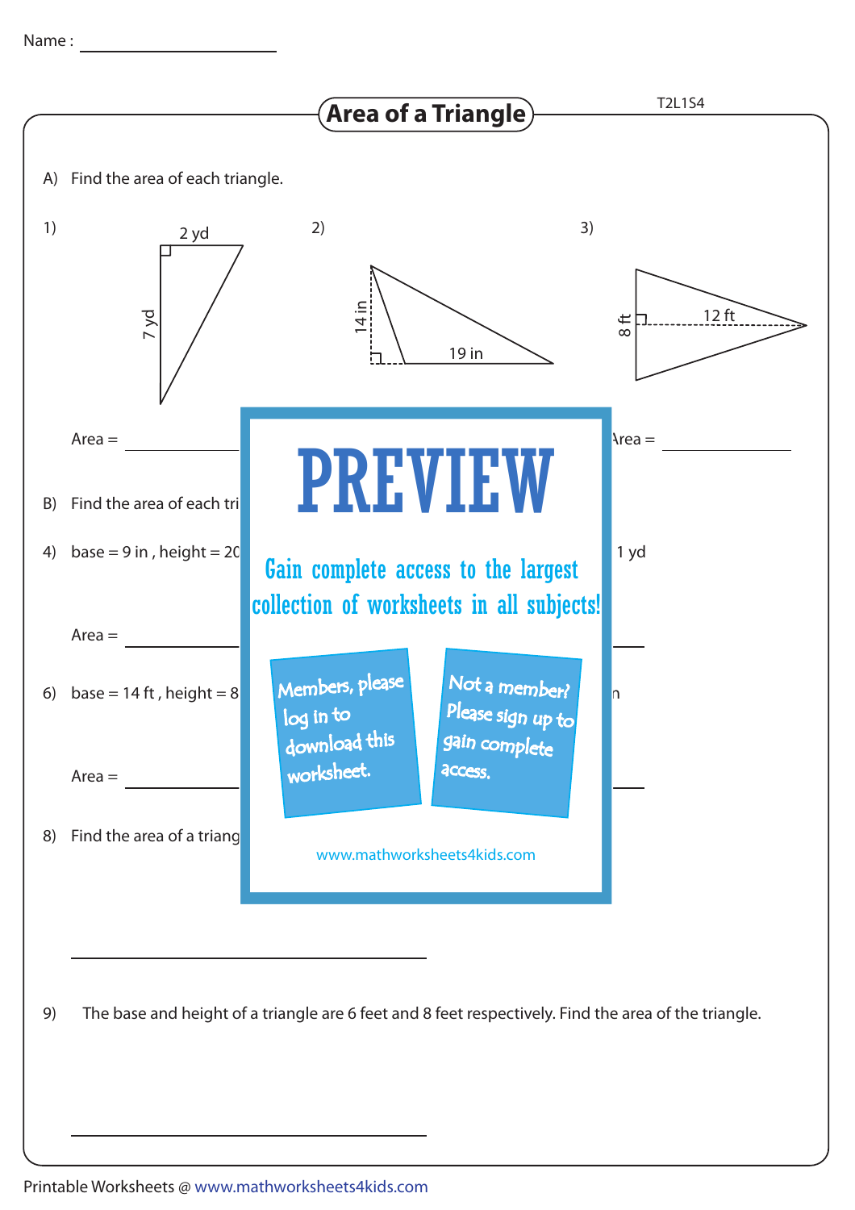Name : ____________________

# Area of a Triangle

A) Find the area of each triangle.

1) 2 yd, 7 yd

2) 14 in, 19 in

3) 8 ft, 12 ft

Area = ____________ Area = ____________

B) Find the area of each tri

4) base = 9 in , height = 20 1 yd

Area = ____________

6) base = 14 ft , height = 8 n

Area = ____________

8) Find the area of a triang

PREVIEW

Gain complete access to the largest collection of worksheets in all subjects!

Members, please log in to download this worksheet.

Not a member? Please sign up to gain complete access.

www.mathworksheets4kids.com

____________________

9) The base and height of a triangle are 6 feet and 8 feet respectively. Find the area of the triangle.

____________________

Printable Worksheets @ www.mathworksheets4kids.com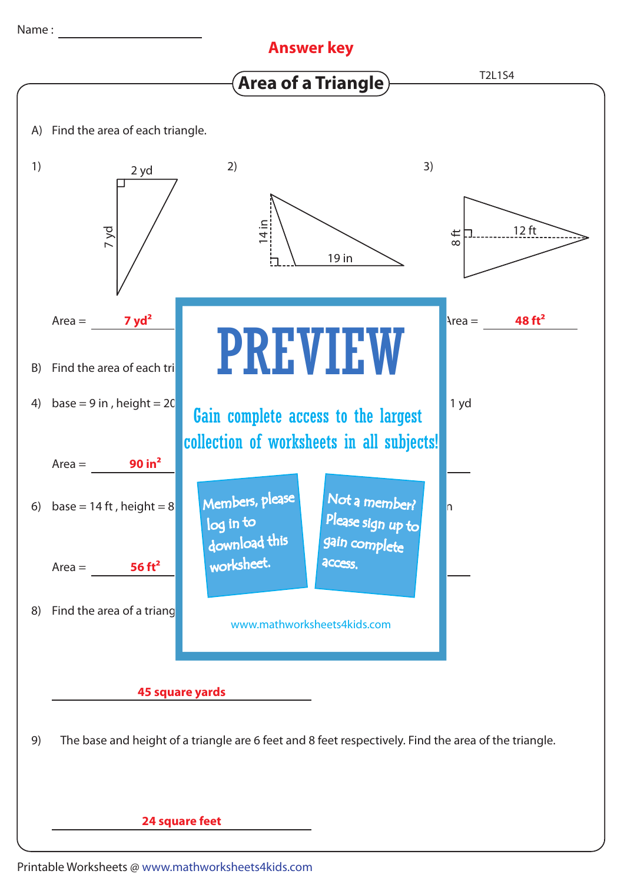Name :

**Answer key**

# Area of a Triangle

T2L1S4

A) Find the area of each triangle.

1)

2 yd

7 yd

2)

14 in

19 in

3)

8 ft

12 ft

Area = **7 $yd^2$**

Area = **48 $ft^2$**

B) Find the area of each tri

4) base = 9 in , height = 20

1 yd

Area = **90 $in^2$**

6) base = 14 ft , height = 8

Area = **56 $ft^2$**

8) Find the area of a triang

PREVIEW

Gain complete access to the largest collection of worksheets in all subjects!

Members, please log in to download this worksheet.

Not a member? Please sign up to gain complete access.

www.mathworksheets4kids.com

**45 square yards**

9) The base and height of a triangle are 6 feet and 8 feet respectively. Find the area of the triangle.

**24 square feet**